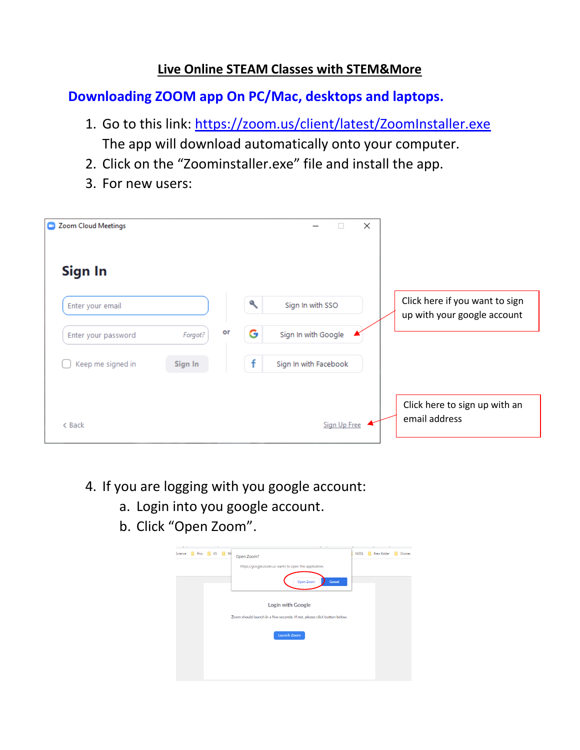# Live Online STEAM Classes with STEM&More

## Downloading ZOOM app On PC/Mac, desktops and laptops.

1. Go to this link: [https://zoom.us/client/latest/ZoomInstaller.exe](https://zoom.us/client/latest/ZoomInstaller.exe)
   The app will download automatically onto your computer.
2. Click on the "Zoominstaller.exe" file and install the app.
3. For new users:

Click here if you want to sign up with your google account

Click here to sign up with an email address

4. If you are logging with you google account:
   a. Login into you google account.
   b. Click "Open Zoom".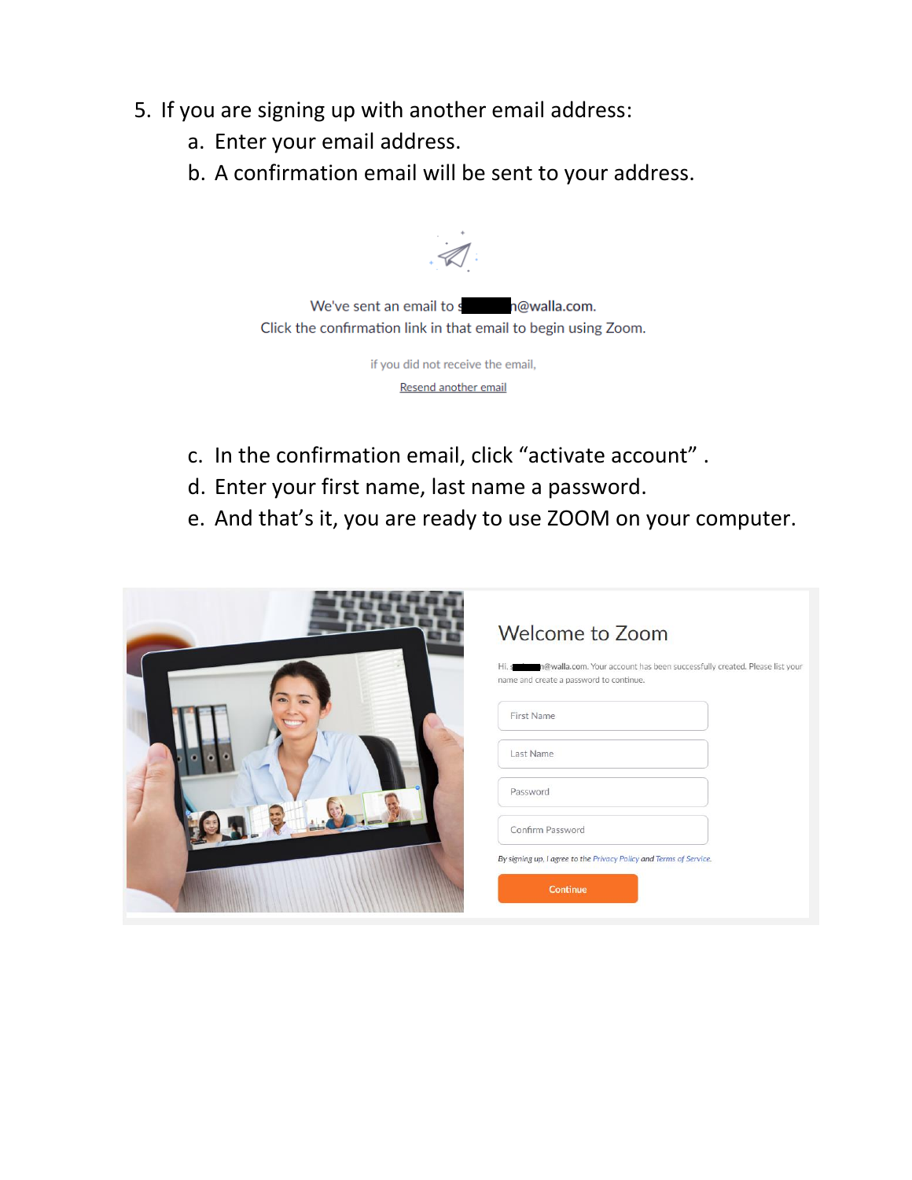5. If you are signing up with another email address:
   a. Enter your email address.
   b. A confirmation email will be sent to your address.

We've sent an email to s█████n@walla.com.
Click the confirmation link in that email to begin using Zoom.

if you did not receive the email,
Resend another email

   c. In the confirmation email, click "activate account" .
   d. Enter your first name, last name a password.
   e. And that's it, you are ready to use ZOOM on your computer.

Welcome to Zoom

Hi, s█████n@walla.com. Your account has been successfully created. Please list your name and create a password to continue.

First Name

Last Name

Password

Confirm Password

By signing up, I agree to the Privacy Policy and Terms of Service.

Continue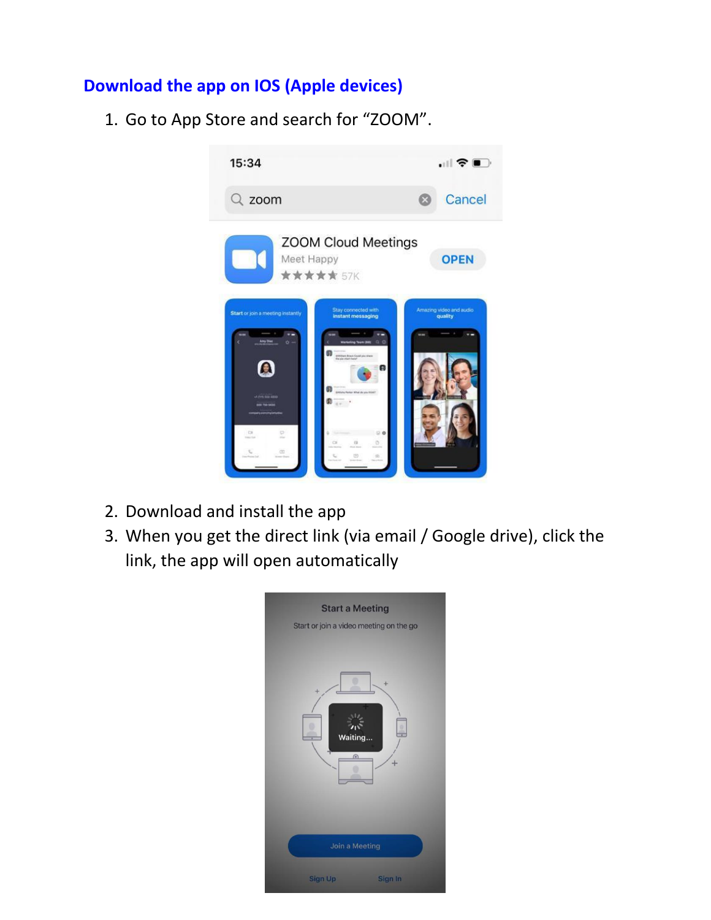## Download the app on IOS (Apple devices)

1. Go to App Store and search for “ZOOM”.
2. Download and install the app
3. When you get the direct link (via email / Google drive), click the link, the app will open automatically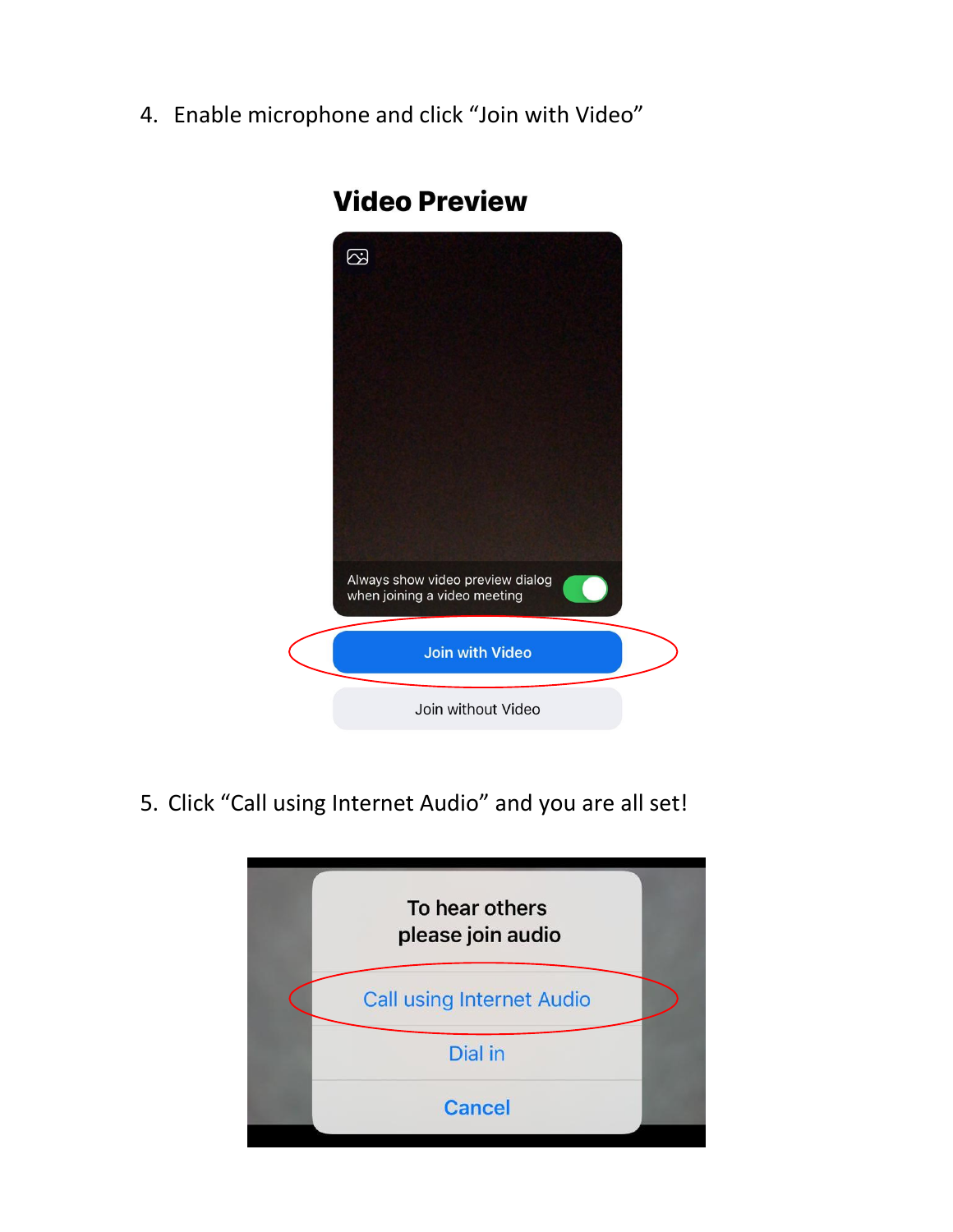4. Enable microphone and click “Join with Video”

5. Click “Call using Internet Audio” and you are all set!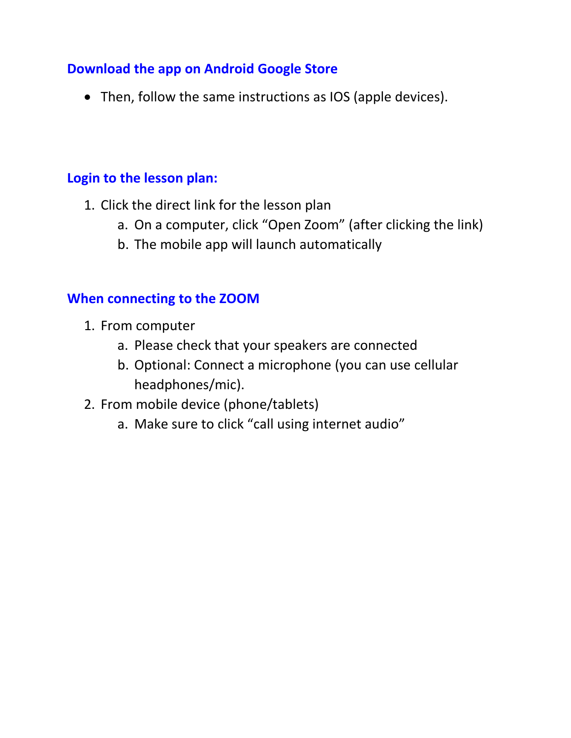### Download the app on Android Google Store

- Then, follow the same instructions as IOS (apple devices).

### Login to the lesson plan:

1. Click the direct link for the lesson plan
    a. On a computer, click “Open Zoom” (after clicking the link)
    b. The mobile app will launch automatically

### When connecting to the ZOOM

1. From computer
    a. Please check that your speakers are connected
    b. Optional: Connect a microphone (you can use cellular headphones/mic).
2. From mobile device (phone/tablets)
    a. Make sure to click “call using internet audio”